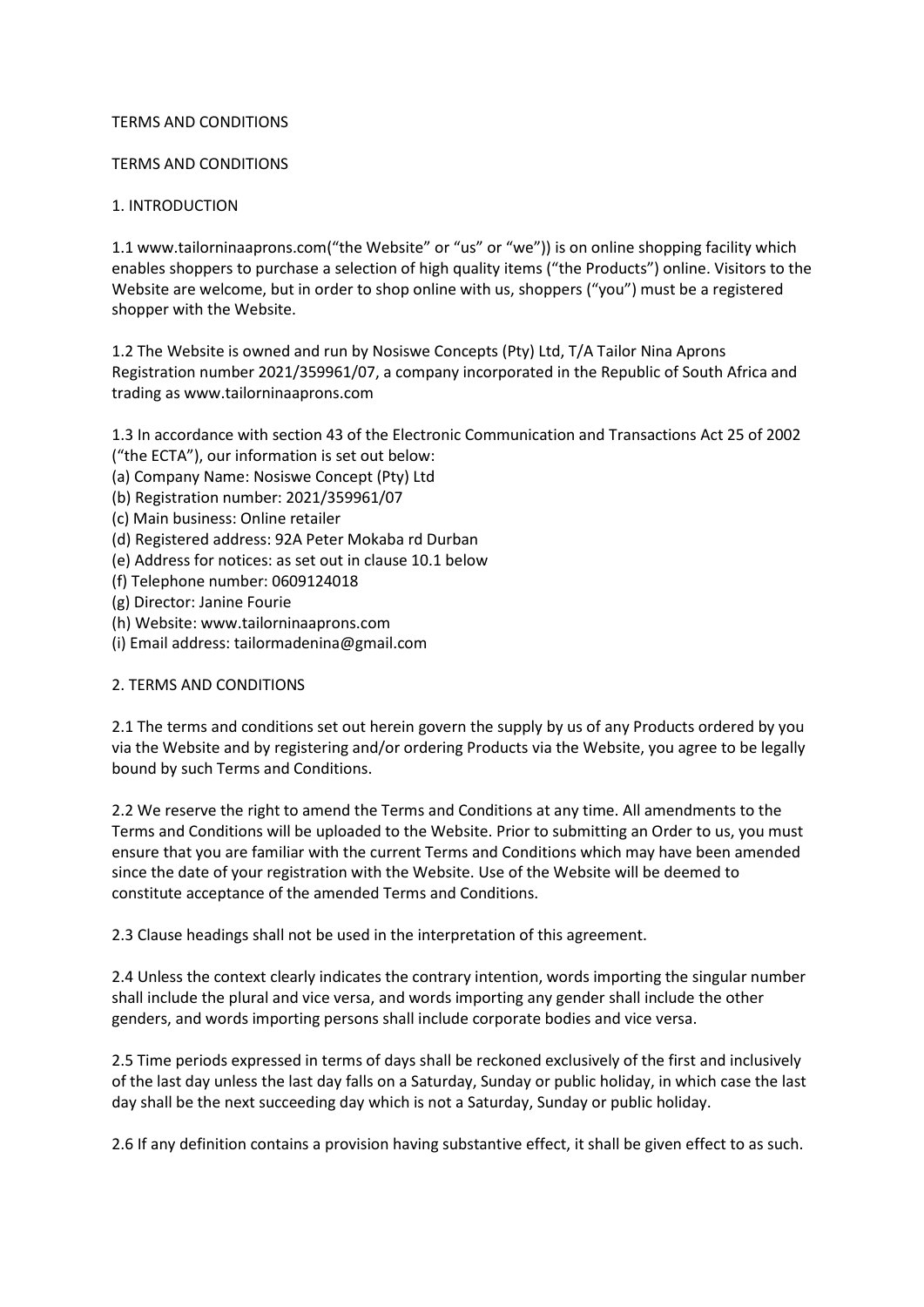# TERMS AND CONDITIONS

## TERMS AND CONDITIONS

### 1. INTRODUCTION

1.1 www.tailorninaaprons.com("the Website" or "us" or "we")) is on online shopping facility which enables shoppers to purchase a selection of high quality items ("the Products") online. Visitors to the Website are welcome, but in order to shop online with us, shoppers ("you") must be a registered shopper with the Website.

1.2 The Website is owned and run by Nosiswe Concepts (Pty) Ltd, T/A Tailor Nina Aprons Registration number 2021/359961/07, a company incorporated in the Republic of South Africa and trading as www.tailorninaaprons.com

1.3 In accordance with section 43 of the Electronic Communication and Transactions Act 25 of 2002 ("the ECTA"), our information is set out below:
(a) Company Name: Nosiswe Concept (Pty) Ltd
(b) Registration number: 2021/359961/07
(c) Main business: Online retailer
(d) Registered address: 92A Peter Mokaba rd Durban
(e) Address for notices: as set out in clause 10.1 below
(f) Telephone number: 0609124018
(g) Director: Janine Fourie
(h) Website: www.tailorninaaprons.com
(i) Email address: tailormadenina@gmail.com

### 2. TERMS AND CONDITIONS

2.1 The terms and conditions set out herein govern the supply by us of any Products ordered by you via the Website and by registering and/or ordering Products via the Website, you agree to be legally bound by such Terms and Conditions.

2.2 We reserve the right to amend the Terms and Conditions at any time. All amendments to the Terms and Conditions will be uploaded to the Website. Prior to submitting an Order to us, you must ensure that you are familiar with the current Terms and Conditions which may have been amended since the date of your registration with the Website. Use of the Website will be deemed to constitute acceptance of the amended Terms and Conditions.

2.3 Clause headings shall not be used in the interpretation of this agreement.

2.4 Unless the context clearly indicates the contrary intention, words importing the singular number shall include the plural and vice versa, and words importing any gender shall include the other genders, and words importing persons shall include corporate bodies and vice versa.

2.5 Time periods expressed in terms of days shall be reckoned exclusively of the first and inclusively of the last day unless the last day falls on a Saturday, Sunday or public holiday, in which case the last day shall be the next succeeding day which is not a Saturday, Sunday or public holiday.

2.6 If any definition contains a provision having substantive effect, it shall be given effect to as such.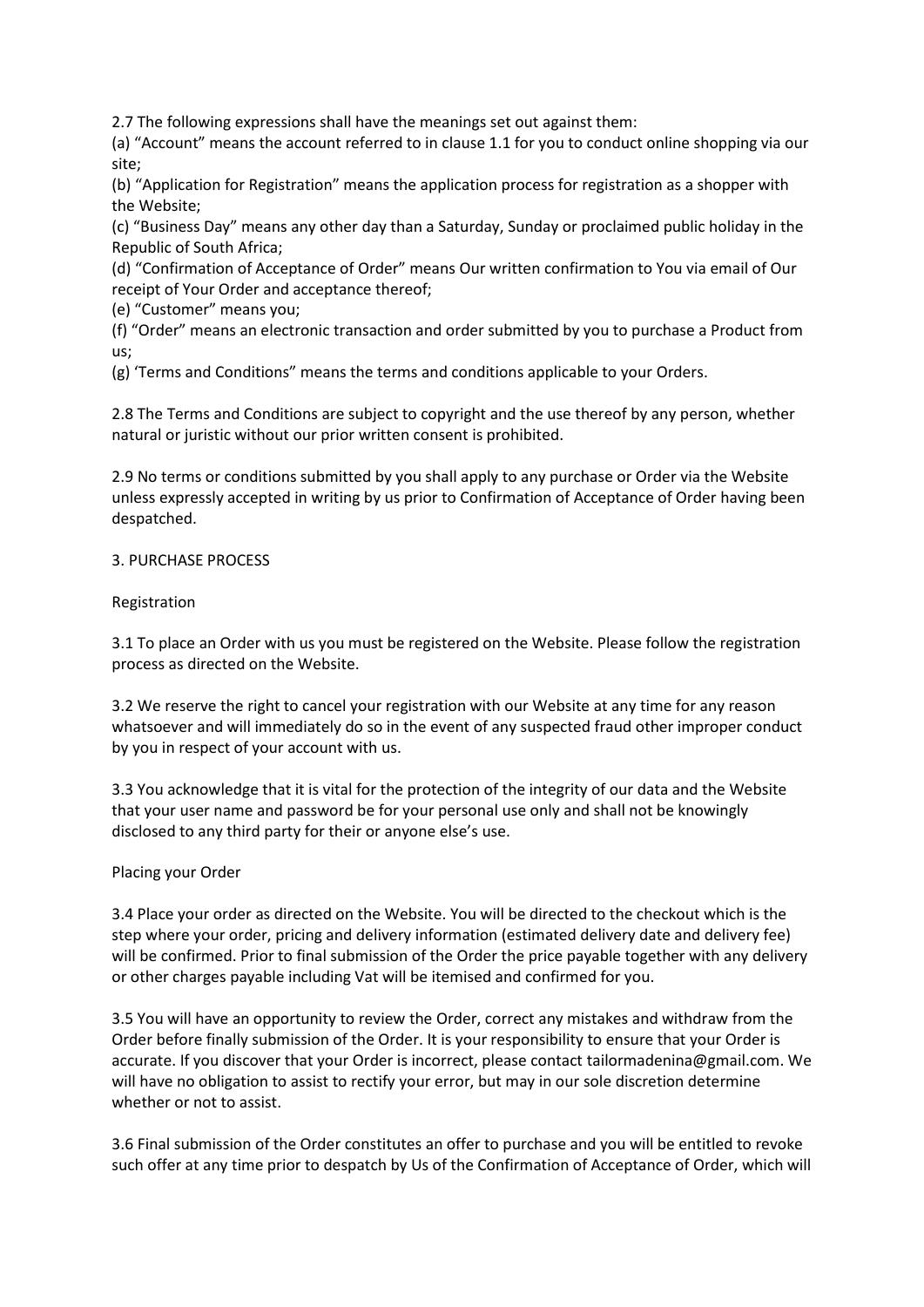2.7 The following expressions shall have the meanings set out against them:

(a) "Account" means the account referred to in clause 1.1 for you to conduct online shopping via our site;

(b) "Application for Registration" means the application process for registration as a shopper with the Website;

(c) "Business Day" means any other day than a Saturday, Sunday or proclaimed public holiday in the Republic of South Africa;

(d) "Confirmation of Acceptance of Order" means Our written confirmation to You via email of Our receipt of Your Order and acceptance thereof;

(e) "Customer" means you;

(f) "Order" means an electronic transaction and order submitted by you to purchase a Product from us;

(g) 'Terms and Conditions" means the terms and conditions applicable to your Orders.

2.8 The Terms and Conditions are subject to copyright and the use thereof by any person, whether natural or juristic without our prior written consent is prohibited.

2.9 No terms or conditions submitted by you shall apply to any purchase or Order via the Website unless expressly accepted in writing by us prior to Confirmation of Acceptance of Order having been despatched.

3. PURCHASE PROCESS

Registration

3.1 To place an Order with us you must be registered on the Website. Please follow the registration process as directed on the Website.

3.2 We reserve the right to cancel your registration with our Website at any time for any reason whatsoever and will immediately do so in the event of any suspected fraud other improper conduct by you in respect of your account with us.

3.3 You acknowledge that it is vital for the protection of the integrity of our data and the Website that your user name and password be for your personal use only and shall not be knowingly disclosed to any third party for their or anyone else's use.

Placing your Order

3.4 Place your order as directed on the Website. You will be directed to the checkout which is the step where your order, pricing and delivery information (estimated delivery date and delivery fee) will be confirmed. Prior to final submission of the Order the price payable together with any delivery or other charges payable including Vat will be itemised and confirmed for you.

3.5 You will have an opportunity to review the Order, correct any mistakes and withdraw from the Order before finally submission of the Order. It is your responsibility to ensure that your Order is accurate. If you discover that your Order is incorrect, please contact tailormadenina@gmail.com. We will have no obligation to assist to rectify your error, but may in our sole discretion determine whether or not to assist.

3.6 Final submission of the Order constitutes an offer to purchase and you will be entitled to revoke such offer at any time prior to despatch by Us of the Confirmation of Acceptance of Order, which will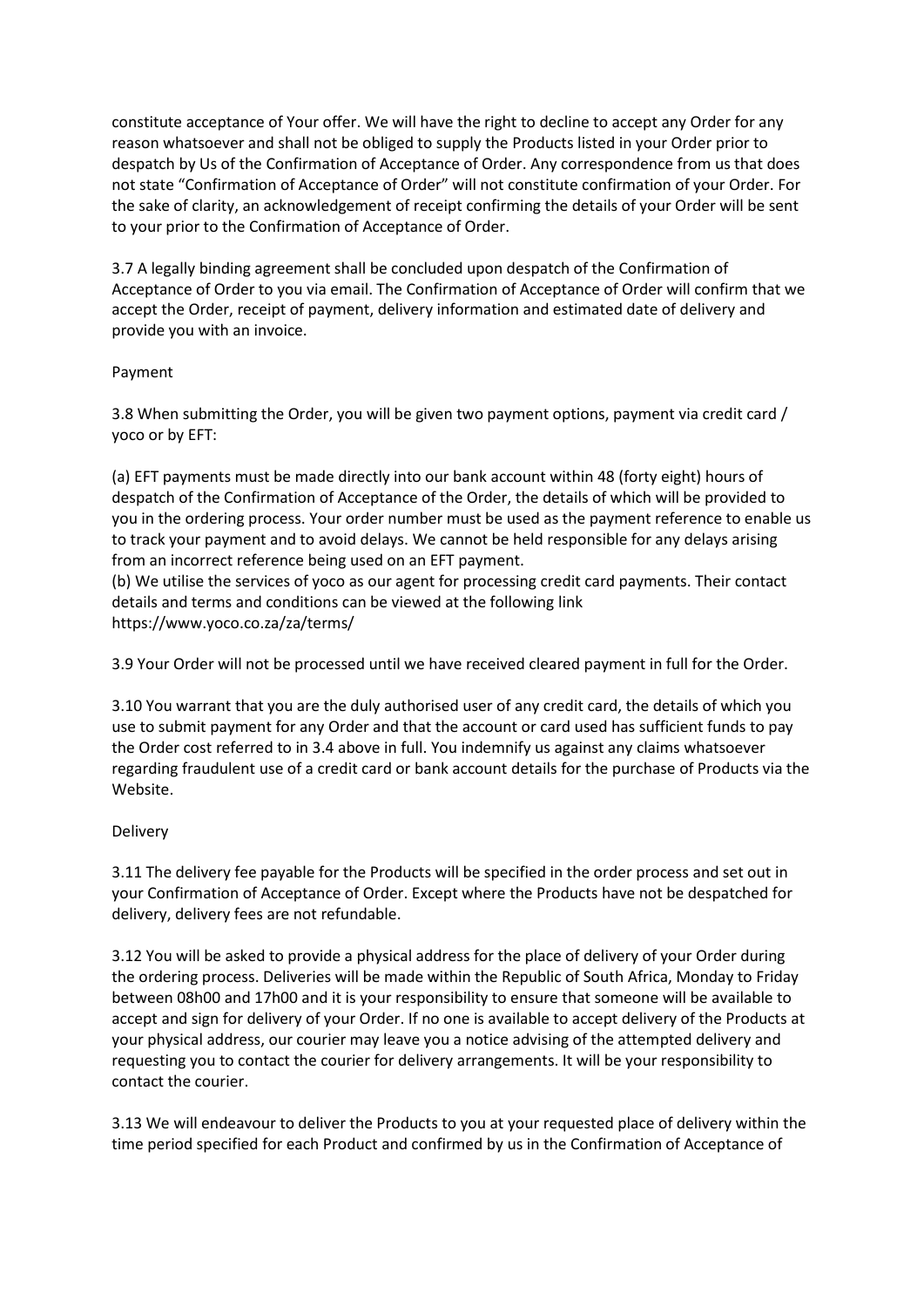constitute acceptance of Your offer. We will have the right to decline to accept any Order for any reason whatsoever and shall not be obliged to supply the Products listed in your Order prior to despatch by Us of the Confirmation of Acceptance of Order. Any correspondence from us that does not state "Confirmation of Acceptance of Order" will not constitute confirmation of your Order. For the sake of clarity, an acknowledgement of receipt confirming the details of your Order will be sent to your prior to the Confirmation of Acceptance of Order.

3.7 A legally binding agreement shall be concluded upon despatch of the Confirmation of Acceptance of Order to you via email. The Confirmation of Acceptance of Order will confirm that we accept the Order, receipt of payment, delivery information and estimated date of delivery and provide you with an invoice.

Payment

3.8 When submitting the Order, you will be given two payment options, payment via credit card / yoco or by EFT:

(a) EFT payments must be made directly into our bank account within 48 (forty eight) hours of despatch of the Confirmation of Acceptance of the Order, the details of which will be provided to you in the ordering process. Your order number must be used as the payment reference to enable us to track your payment and to avoid delays. We cannot be held responsible for any delays arising from an incorrect reference being used on an EFT payment.
(b) We utilise the services of yoco as our agent for processing credit card payments. Their contact details and terms and conditions can be viewed at the following link
https://www.yoco.co.za/za/terms/

3.9 Your Order will not be processed until we have received cleared payment in full for the Order.

3.10 You warrant that you are the duly authorised user of any credit card, the details of which you use to submit payment for any Order and that the account or card used has sufficient funds to pay the Order cost referred to in 3.4 above in full. You indemnify us against any claims whatsoever regarding fraudulent use of a credit card or bank account details for the purchase of Products via the Website.

Delivery

3.11 The delivery fee payable for the Products will be specified in the order process and set out in your Confirmation of Acceptance of Order. Except where the Products have not be despatched for delivery, delivery fees are not refundable.

3.12 You will be asked to provide a physical address for the place of delivery of your Order during the ordering process. Deliveries will be made within the Republic of South Africa, Monday to Friday between 08h00 and 17h00 and it is your responsibility to ensure that someone will be available to accept and sign for delivery of your Order. If no one is available to accept delivery of the Products at your physical address, our courier may leave you a notice advising of the attempted delivery and requesting you to contact the courier for delivery arrangements. It will be your responsibility to contact the courier.

3.13 We will endeavour to deliver the Products to you at your requested place of delivery within the time period specified for each Product and confirmed by us in the Confirmation of Acceptance of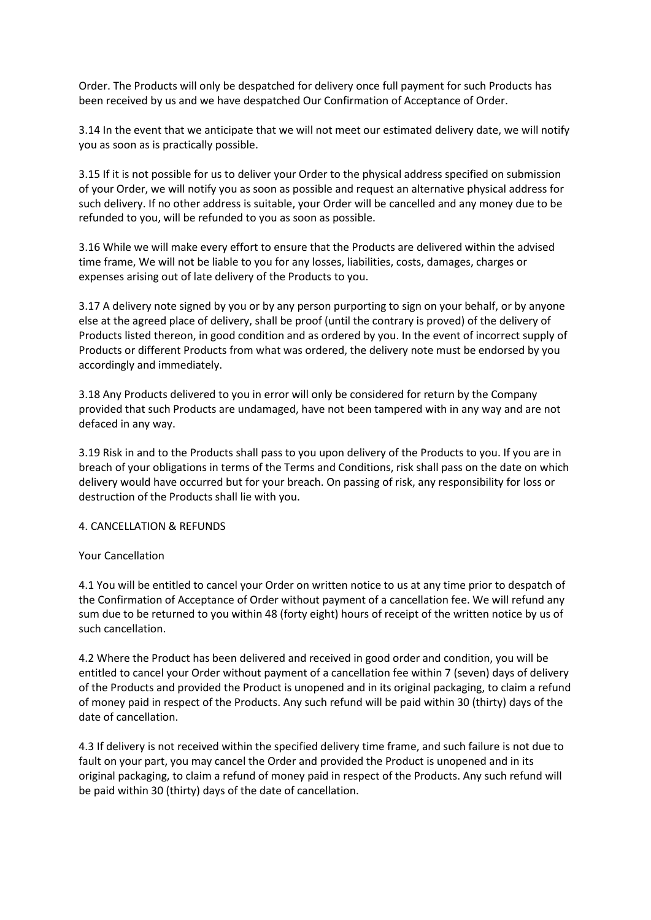Order. The Products will only be despatched for delivery once full payment for such Products has been received by us and we have despatched Our Confirmation of Acceptance of Order.

3.14 In the event that we anticipate that we will not meet our estimated delivery date, we will notify you as soon as is practically possible.

3.15 If it is not possible for us to deliver your Order to the physical address specified on submission of your Order, we will notify you as soon as possible and request an alternative physical address for such delivery. If no other address is suitable, your Order will be cancelled and any money due to be refunded to you, will be refunded to you as soon as possible.

3.16 While we will make every effort to ensure that the Products are delivered within the advised time frame, We will not be liable to you for any losses, liabilities, costs, damages, charges or expenses arising out of late delivery of the Products to you.

3.17 A delivery note signed by you or by any person purporting to sign on your behalf, or by anyone else at the agreed place of delivery, shall be proof (until the contrary is proved) of the delivery of Products listed thereon, in good condition and as ordered by you. In the event of incorrect supply of Products or different Products from what was ordered, the delivery note must be endorsed by you accordingly and immediately.

3.18 Any Products delivered to you in error will only be considered for return by the Company provided that such Products are undamaged, have not been tampered with in any way and are not defaced in any way.

3.19 Risk in and to the Products shall pass to you upon delivery of the Products to you. If you are in breach of your obligations in terms of the Terms and Conditions, risk shall pass on the date on which delivery would have occurred but for your breach. On passing of risk, any responsibility for loss or destruction of the Products shall lie with you.

## 4. CANCELLATION & REFUNDS

### Your Cancellation

4.1 You will be entitled to cancel your Order on written notice to us at any time prior to despatch of the Confirmation of Acceptance of Order without payment of a cancellation fee. We will refund any sum due to be returned to you within 48 (forty eight) hours of receipt of the written notice by us of such cancellation.

4.2 Where the Product has been delivered and received in good order and condition, you will be entitled to cancel your Order without payment of a cancellation fee within 7 (seven) days of delivery of the Products and provided the Product is unopened and in its original packaging, to claim a refund of money paid in respect of the Products. Any such refund will be paid within 30 (thirty) days of the date of cancellation.

4.3 If delivery is not received within the specified delivery time frame, and such failure is not due to fault on your part, you may cancel the Order and provided the Product is unopened and in its original packaging, to claim a refund of money paid in respect of the Products. Any such refund will be paid within 30 (thirty) days of the date of cancellation.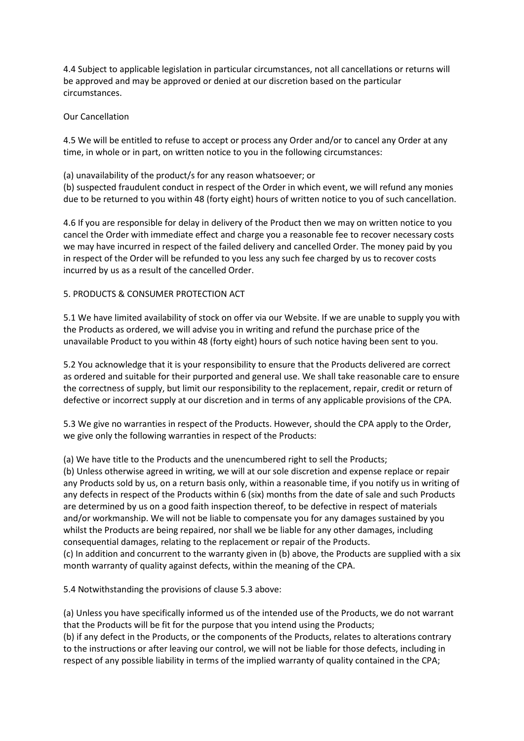4.4 Subject to applicable legislation in particular circumstances, not all cancellations or returns will be approved and may be approved or denied at our discretion based on the particular circumstances.

Our Cancellation

4.5 We will be entitled to refuse to accept or process any Order and/or to cancel any Order at any time, in whole or in part, on written notice to you in the following circumstances:

(a) unavailability of the product/s for any reason whatsoever; or
(b) suspected fraudulent conduct in respect of the Order in which event, we will refund any monies due to be returned to you within 48 (forty eight) hours of written notice to you of such cancellation.

4.6 If you are responsible for delay in delivery of the Product then we may on written notice to you cancel the Order with immediate effect and charge you a reasonable fee to recover necessary costs we may have incurred in respect of the failed delivery and cancelled Order. The money paid by you in respect of the Order will be refunded to you less any such fee charged by us to recover costs incurred by us as a result of the cancelled Order.

5. PRODUCTS & CONSUMER PROTECTION ACT

5.1 We have limited availability of stock on offer via our Website. If we are unable to supply you with the Products as ordered, we will advise you in writing and refund the purchase price of the unavailable Product to you within 48 (forty eight) hours of such notice having been sent to you.

5.2 You acknowledge that it is your responsibility to ensure that the Products delivered are correct as ordered and suitable for their purported and general use. We shall take reasonable care to ensure the correctness of supply, but limit our responsibility to the replacement, repair, credit or return of defective or incorrect supply at our discretion and in terms of any applicable provisions of the CPA.

5.3 We give no warranties in respect of the Products. However, should the CPA apply to the Order, we give only the following warranties in respect of the Products:

(a) We have title to the Products and the unencumbered right to sell the Products;
(b) Unless otherwise agreed in writing, we will at our sole discretion and expense replace or repair any Products sold by us, on a return basis only, within a reasonable time, if you notify us in writing of any defects in respect of the Products within 6 (six) months from the date of sale and such Products are determined by us on a good faith inspection thereof, to be defective in respect of materials and/or workmanship. We will not be liable to compensate you for any damages sustained by you whilst the Products are being repaired, nor shall we be liable for any other damages, including consequential damages, relating to the replacement or repair of the Products.
(c) In addition and concurrent to the warranty given in (b) above, the Products are supplied with a six month warranty of quality against defects, within the meaning of the CPA.

5.4 Notwithstanding the provisions of clause 5.3 above:

(a) Unless you have specifically informed us of the intended use of the Products, we do not warrant that the Products will be fit for the purpose that you intend using the Products;
(b) if any defect in the Products, or the components of the Products, relates to alterations contrary to the instructions or after leaving our control, we will not be liable for those defects, including in respect of any possible liability in terms of the implied warranty of quality contained in the CPA;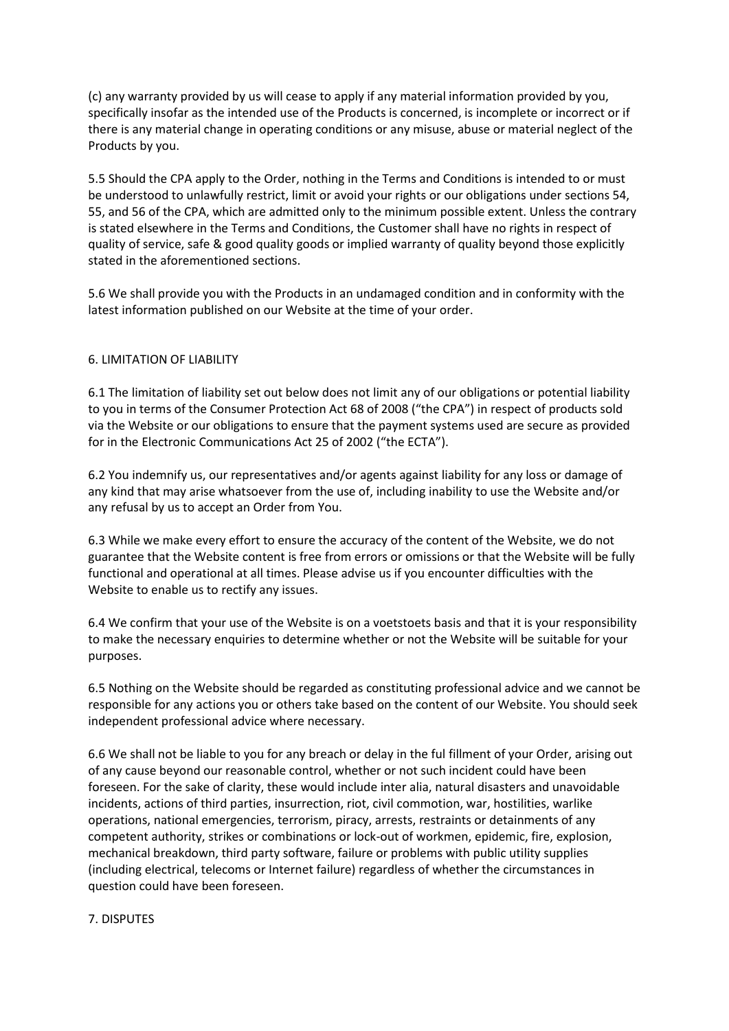(c) any warranty provided by us will cease to apply if any material information provided by you, specifically insofar as the intended use of the Products is concerned, is incomplete or incorrect or if there is any material change in operating conditions or any misuse, abuse or material neglect of the Products by you.

5.5 Should the CPA apply to the Order, nothing in the Terms and Conditions is intended to or must be understood to unlawfully restrict, limit or avoid your rights or our obligations under sections 54, 55, and 56 of the CPA, which are admitted only to the minimum possible extent. Unless the contrary is stated elsewhere in the Terms and Conditions, the Customer shall have no rights in respect of quality of service, safe & good quality goods or implied warranty of quality beyond those explicitly stated in the aforementioned sections.

5.6 We shall provide you with the Products in an undamaged condition and in conformity with the latest information published on our Website at the time of your order.

## 6. LIMITATION OF LIABILITY

6.1 The limitation of liability set out below does not limit any of our obligations or potential liability to you in terms of the Consumer Protection Act 68 of 2008 ("the CPA") in respect of products sold via the Website or our obligations to ensure that the payment systems used are secure as provided for in the Electronic Communications Act 25 of 2002 ("the ECTA").

6.2 You indemnify us, our representatives and/or agents against liability for any loss or damage of any kind that may arise whatsoever from the use of, including inability to use the Website and/or any refusal by us to accept an Order from You.

6.3 While we make every effort to ensure the accuracy of the content of the Website, we do not guarantee that the Website content is free from errors or omissions or that the Website will be fully functional and operational at all times. Please advise us if you encounter difficulties with the Website to enable us to rectify any issues.

6.4 We confirm that your use of the Website is on a voetstoets basis and that it is your responsibility to make the necessary enquiries to determine whether or not the Website will be suitable for your purposes.

6.5 Nothing on the Website should be regarded as constituting professional advice and we cannot be responsible for any actions you or others take based on the content of our Website. You should seek independent professional advice where necessary.

6.6 We shall not be liable to you for any breach or delay in the ful fillment of your Order, arising out of any cause beyond our reasonable control, whether or not such incident could have been foreseen. For the sake of clarity, these would include inter alia, natural disasters and unavoidable incidents, actions of third parties, insurrection, riot, civil commotion, war, hostilities, warlike operations, national emergencies, terrorism, piracy, arrests, restraints or detainments of any competent authority, strikes or combinations or lock-out of workmen, epidemic, fire, explosion, mechanical breakdown, third party software, failure or problems with public utility supplies (including electrical, telecoms or Internet failure) regardless of whether the circumstances in question could have been foreseen.

## 7. DISPUTES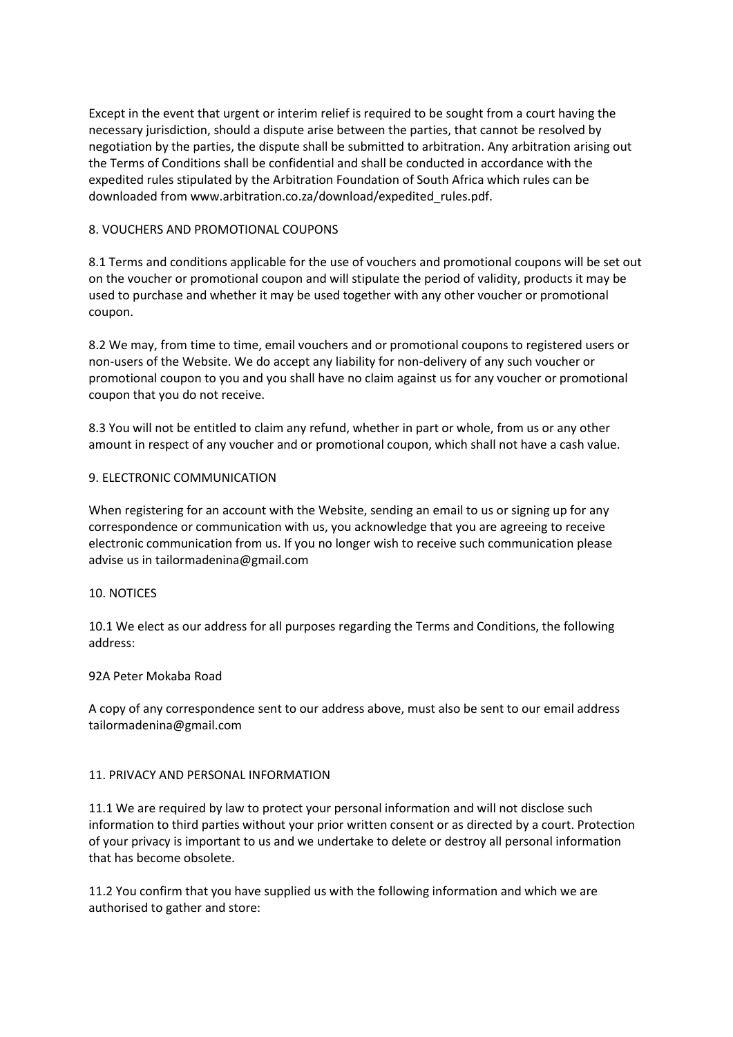Except in the event that urgent or interim relief is required to be sought from a court having the necessary jurisdiction, should a dispute arise between the parties, that cannot be resolved by negotiation by the parties, the dispute shall be submitted to arbitration. Any arbitration arising out the Terms of Conditions shall be confidential and shall be conducted in accordance with the expedited rules stipulated by the Arbitration Foundation of South Africa which rules can be downloaded from www.arbitration.co.za/download/expedited_rules.pdf.

## 8. VOUCHERS AND PROMOTIONAL COUPONS

8.1 Terms and conditions applicable for the use of vouchers and promotional coupons will be set out on the voucher or promotional coupon and will stipulate the period of validity, products it may be used to purchase and whether it may be used together with any other voucher or promotional coupon.

8.2 We may, from time to time, email vouchers and or promotional coupons to registered users or non-users of the Website. We do accept any liability for non-delivery of any such voucher or promotional coupon to you and you shall have no claim against us for any voucher or promotional coupon that you do not receive.

8.3 You will not be entitled to claim any refund, whether in part or whole, from us or any other amount in respect of any voucher and or promotional coupon, which shall not have a cash value.

## 9. ELECTRONIC COMMUNICATION

When registering for an account with the Website, sending an email to us or signing up for any correspondence or communication with us, you acknowledge that you are agreeing to receive electronic communication from us. If you no longer wish to receive such communication please advise us in tailormadenina@gmail.com

## 10. NOTICES

10.1 We elect as our address for all purposes regarding the Terms and Conditions, the following address:

92A Peter Mokaba Road

A copy of any correspondence sent to our address above, must also be sent to our email address tailormadenina@gmail.com

## 11. PRIVACY AND PERSONAL INFORMATION

11.1 We are required by law to protect your personal information and will not disclose such information to third parties without your prior written consent or as directed by a court. Protection of your privacy is important to us and we undertake to delete or destroy all personal information that has become obsolete.

11.2 You confirm that you have supplied us with the following information and which we are authorised to gather and store: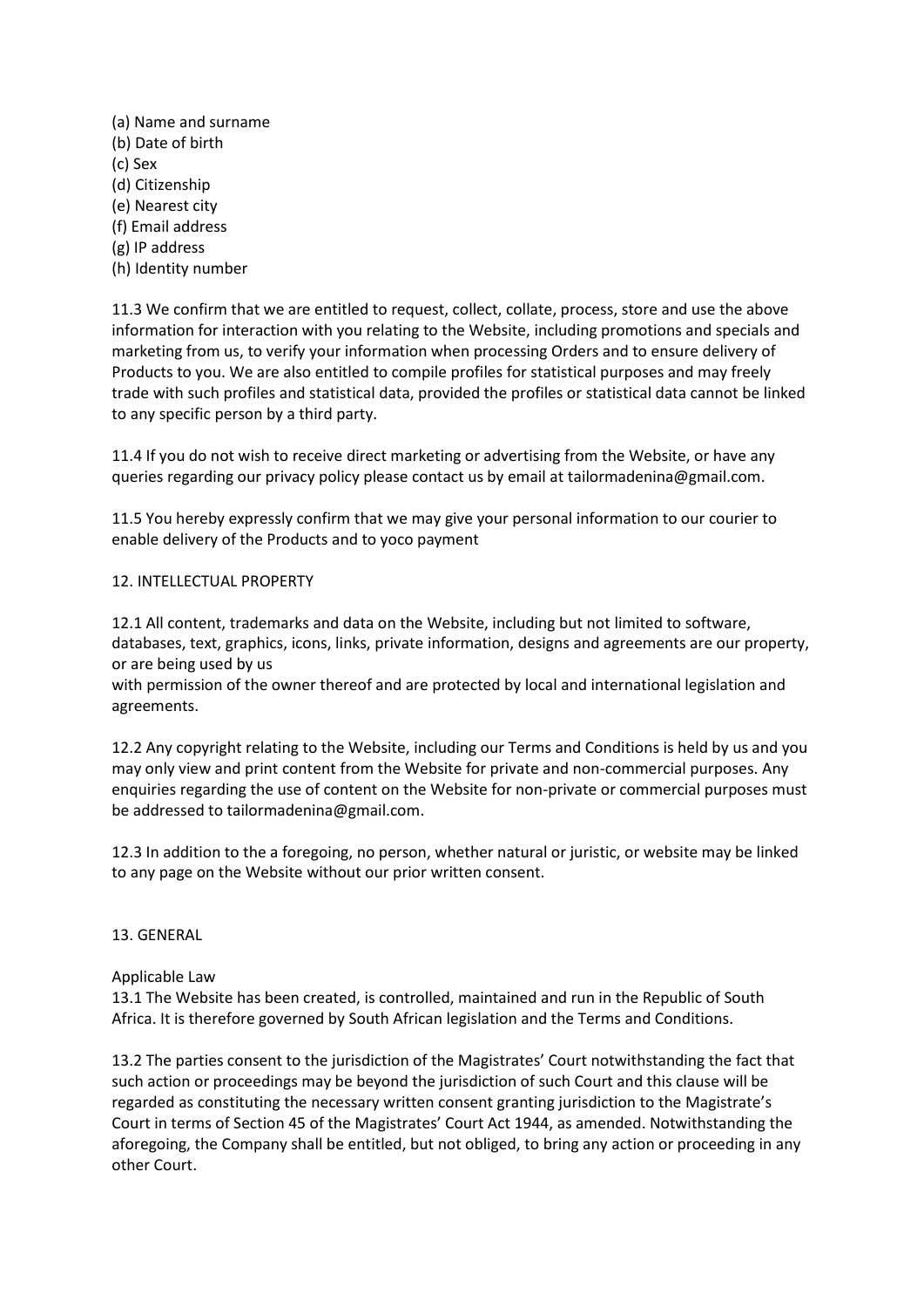(a) Name and surname
(b) Date of birth
(c) Sex
(d) Citizenship
(e) Nearest city
(f) Email address
(g) IP address
(h) Identity number

11.3 We confirm that we are entitled to request, collect, collate, process, store and use the above information for interaction with you relating to the Website, including promotions and specials and marketing from us, to verify your information when processing Orders and to ensure delivery of Products to you. We are also entitled to compile profiles for statistical purposes and may freely trade with such profiles and statistical data, provided the profiles or statistical data cannot be linked to any specific person by a third party.

11.4 If you do not wish to receive direct marketing or advertising from the Website, or have any queries regarding our privacy policy please contact us by email at tailormadenina@gmail.com.

11.5 You hereby expressly confirm that we may give your personal information to our courier to enable delivery of the Products and to yoco payment

## 12. INTELLECTUAL PROPERTY

12.1 All content, trademarks and data on the Website, including but not limited to software, databases, text, graphics, icons, links, private information, designs and agreements are our property, or are being used by us
with permission of the owner thereof and are protected by local and international legislation and agreements.

12.2 Any copyright relating to the Website, including our Terms and Conditions is held by us and you may only view and print content from the Website for private and non-commercial purposes. Any enquiries regarding the use of content on the Website for non-private or commercial purposes must be addressed to tailormadenina@gmail.com.

12.3 In addition to the a foregoing, no person, whether natural or juristic, or website may be linked to any page on the Website without our prior written consent.

## 13. GENERAL

Applicable Law

13.1 The Website has been created, is controlled, maintained and run in the Republic of South Africa. It is therefore governed by South African legislation and the Terms and Conditions.

13.2 The parties consent to the jurisdiction of the Magistrates' Court notwithstanding the fact that such action or proceedings may be beyond the jurisdiction of such Court and this clause will be regarded as constituting the necessary written consent granting jurisdiction to the Magistrate's Court in terms of Section 45 of the Magistrates' Court Act 1944, as amended. Notwithstanding the aforegoing, the Company shall be entitled, but not obliged, to bring any action or proceeding in any other Court.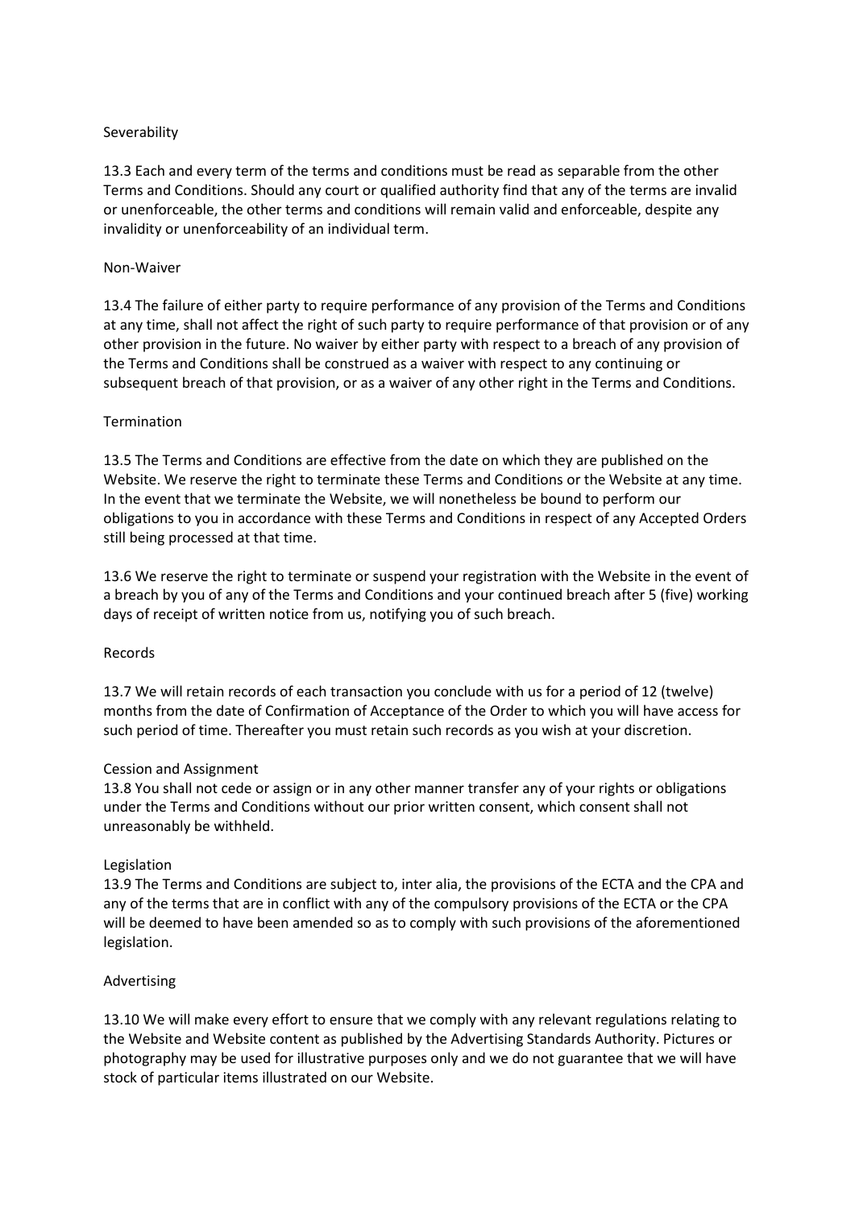### Severability

13.3 Each and every term of the terms and conditions must be read as separable from the other Terms and Conditions. Should any court or qualified authority find that any of the terms are invalid or unenforceable, the other terms and conditions will remain valid and enforceable, despite any invalidity or unenforceability of an individual term.

### Non-Waiver

13.4 The failure of either party to require performance of any provision of the Terms and Conditions at any time, shall not affect the right of such party to require performance of that provision or of any other provision in the future. No waiver by either party with respect to a breach of any provision of the Terms and Conditions shall be construed as a waiver with respect to any continuing or subsequent breach of that provision, or as a waiver of any other right in the Terms and Conditions.

### Termination

13.5 The Terms and Conditions are effective from the date on which they are published on the Website. We reserve the right to terminate these Terms and Conditions or the Website at any time. In the event that we terminate the Website, we will nonetheless be bound to perform our obligations to you in accordance with these Terms and Conditions in respect of any Accepted Orders still being processed at that time.

13.6 We reserve the right to terminate or suspend your registration with the Website in the event of a breach by you of any of the Terms and Conditions and your continued breach after 5 (five) working days of receipt of written notice from us, notifying you of such breach.

### Records

13.7 We will retain records of each transaction you conclude with us for a period of 12 (twelve) months from the date of Confirmation of Acceptance of the Order to which you will have access for such period of time. Thereafter you must retain such records as you wish at your discretion.

### Cession and Assignment

13.8 You shall not cede or assign or in any other manner transfer any of your rights or obligations under the Terms and Conditions without our prior written consent, which consent shall not unreasonably be withheld.

### Legislation

13.9 The Terms and Conditions are subject to, inter alia, the provisions of the ECTA and the CPA and any of the terms that are in conflict with any of the compulsory provisions of the ECTA or the CPA will be deemed to have been amended so as to comply with such provisions of the aforementioned legislation.

### Advertising

13.10 We will make every effort to ensure that we comply with any relevant regulations relating to the Website and Website content as published by the Advertising Standards Authority. Pictures or photography may be used for illustrative purposes only and we do not guarantee that we will have stock of particular items illustrated on our Website.